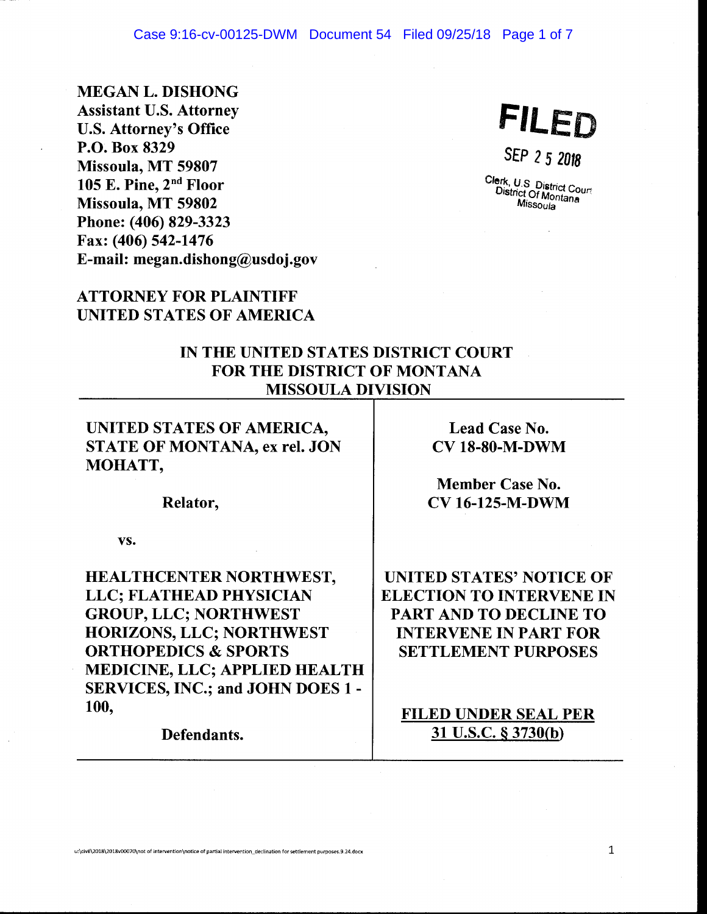**MEGAN L. DISHONG**
**Assistant U.S. Attorney**
**U.S. Attorney's Office**
**P.O. Box 8329**
**Missoula, MT 59807**
**105 E. Pine, 2nd Floor**
**Missoula, MT 59802**
**Phone: (406) 829-3323**
**Fax: (406) 542-1476**
**E-mail: megan.dishong@usdoj.gov**

**FILED**

SEP 25 2018

Clerk, U.S District Court
District Of Montana
Missoula

**ATTORNEY FOR PLAINTIFF**
**UNITED STATES OF AMERICA**

**IN THE UNITED STATES DISTRICT COURT**
**FOR THE DISTRICT OF MONTANA**
**MISSOULA DIVISION**

| | |
|---|---|
| **UNITED STATES OF AMERICA, STATE OF MONTANA, ex rel. JON MOHATT,**<br><br>**Relator,**<br><br>**vs.**<br><br>**HEALTHCENTER NORTHWEST, LLC; FLATHEAD PHYSICIAN GROUP, LLC; NORTHWEST HORIZONS, LLC; NORTHWEST ORTHOPEDICS & SPORTS MEDICINE, LLC; APPLIED HEALTH SERVICES, INC.; and JOHN DOES 1 - 100,**<br><br>**Defendants.** | **Lead Case No. CV 18-80-M-DWM**<br><br>**Member Case No. CV 16-125-M-DWM**<br><br>**UNITED STATES' NOTICE OF ELECTION TO INTERVENE IN PART AND TO DECLINE TO INTERVENE IN PART FOR SETTLEMENT PURPOSES**<br><br>**FILED UNDER SEAL PER 31 U.S.C. § 3730(b)** |

u:\civil\2018\2018v00070\not of intervention\notice of partial intervention_declination for settlement purposes.9.24.docx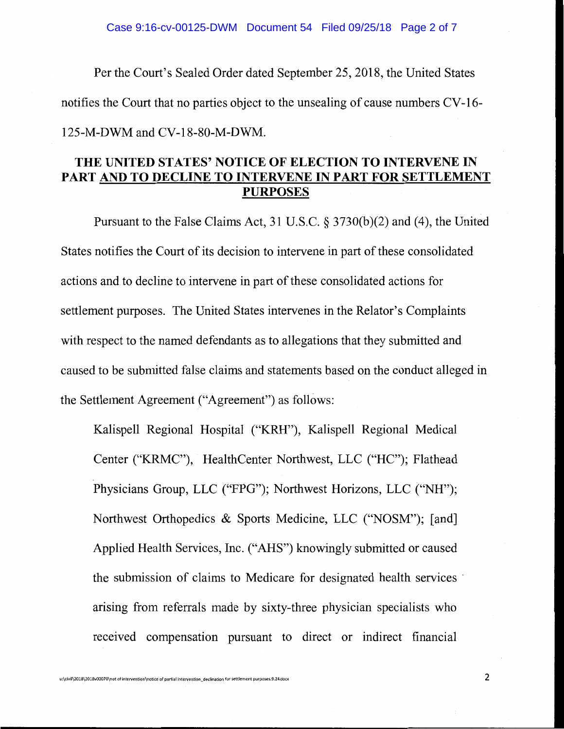Per the Court's Sealed Order dated September 25, 2018, the United States notifies the Court that no parties object to the unsealing of cause numbers CV-16-125-M-DWM and CV-18-80-M-DWM.

## THE UNITED STATES' NOTICE OF ELECTION TO INTERVENE IN PART AND TO DECLINE TO INTERVENE IN PART FOR SETTLEMENT PURPOSES

Pursuant to the False Claims Act, 31 U.S.C. § 3730(b)(2) and (4), the United States notifies the Court of its decision to intervene in part of these consolidated actions and to decline to intervene in part of these consolidated actions for settlement purposes. The United States intervenes in the Relator's Complaints with respect to the named defendants as to allegations that they submitted and caused to be submitted false claims and statements based on the conduct alleged in the Settlement Agreement ("Agreement") as follows:

> Kalispell Regional Hospital ("KRH"), Kalispell Regional Medical Center ("KRMC"), HealthCenter Northwest, LLC ("HC"); Flathead Physicians Group, LLC ("FPG"); Northwest Horizons, LLC ("NH"); Northwest Orthopedics & Sports Medicine, LLC ("NOSM"); [and] Applied Health Services, Inc. ("AHS") knowingly submitted or caused the submission of claims to Medicare for designated health services arising from referrals made by sixty-three physician specialists who received compensation pursuant to direct or indirect financial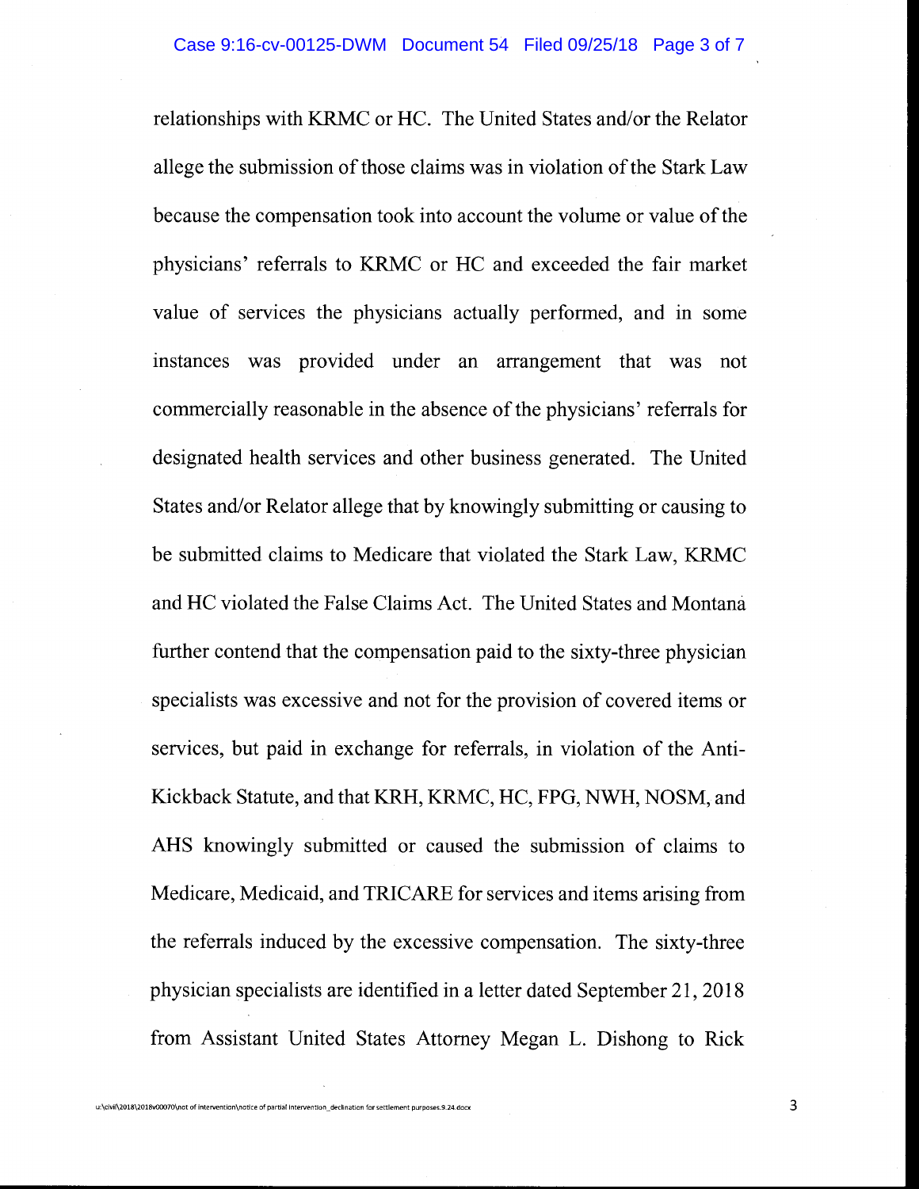relationships with KRMC or HC. The United States and/or the Relator allege the submission of those claims was in violation of the Stark Law because the compensation took into account the volume or value of the physicians' referrals to KRMC or HC and exceeded the fair market value of services the physicians actually performed, and in some instances was provided under an arrangement that was not commercially reasonable in the absence of the physicians' referrals for designated health services and other business generated. The United States and/or Relator allege that by knowingly submitting or causing to be submitted claims to Medicare that violated the Stark Law, KRMC and HC violated the False Claims Act. The United States and Montana further contend that the compensation paid to the sixty-three physician specialists was excessive and not for the provision of covered items or services, but paid in exchange for referrals, in violation of the Anti-Kickback Statute, and that KRH, KRMC, HC, FPG, NWH, NOSM, and AHS knowingly submitted or caused the submission of claims to Medicare, Medicaid, and TRICARE for services and items arising from the referrals induced by the excessive compensation. The sixty-three physician specialists are identified in a letter dated September 21, 2018 from Assistant United States Attorney Megan L. Dishong to Rick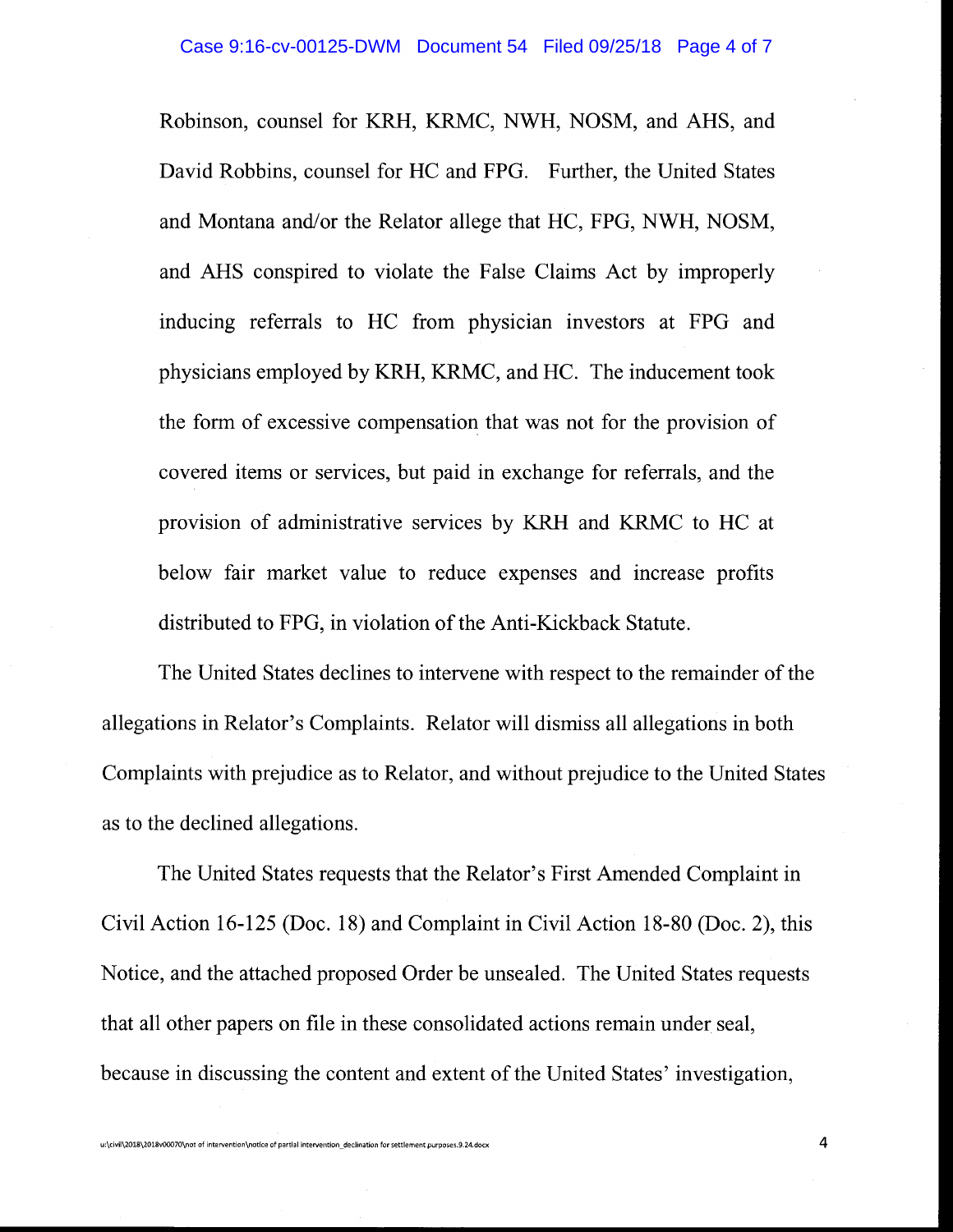Robinson, counsel for KRH, KRMC, NWH, NOSM, and AHS, and David Robbins, counsel for HC and FPG. Further, the United States and Montana and/or the Relator allege that HC, FPG, NWH, NOSM, and AHS conspired to violate the False Claims Act by improperly inducing referrals to HC from physician investors at FPG and physicians employed by KRH, KRMC, and HC. The inducement took the form of excessive compensation that was not for the provision of covered items or services, but paid in exchange for referrals, and the provision of administrative services by KRH and KRMC to HC at below fair market value to reduce expenses and increase profits distributed to FPG, in violation of the Anti-Kickback Statute.

The United States declines to intervene with respect to the remainder of the allegations in Relator's Complaints. Relator will dismiss all allegations in both Complaints with prejudice as to Relator, and without prejudice to the United States as to the declined allegations.

The United States requests that the Relator's First Amended Complaint in Civil Action 16-125 (Doc. 18) and Complaint in Civil Action 18-80 (Doc. 2), this Notice, and the attached proposed Order be unsealed. The United States requests that all other papers on file in these consolidated actions remain under seal, because in discussing the content and extent of the United States' investigation,

u:\civil\2018\2018v00070\not of intervention\notice of partial intervention_declination for settlement purposes.9.24.docx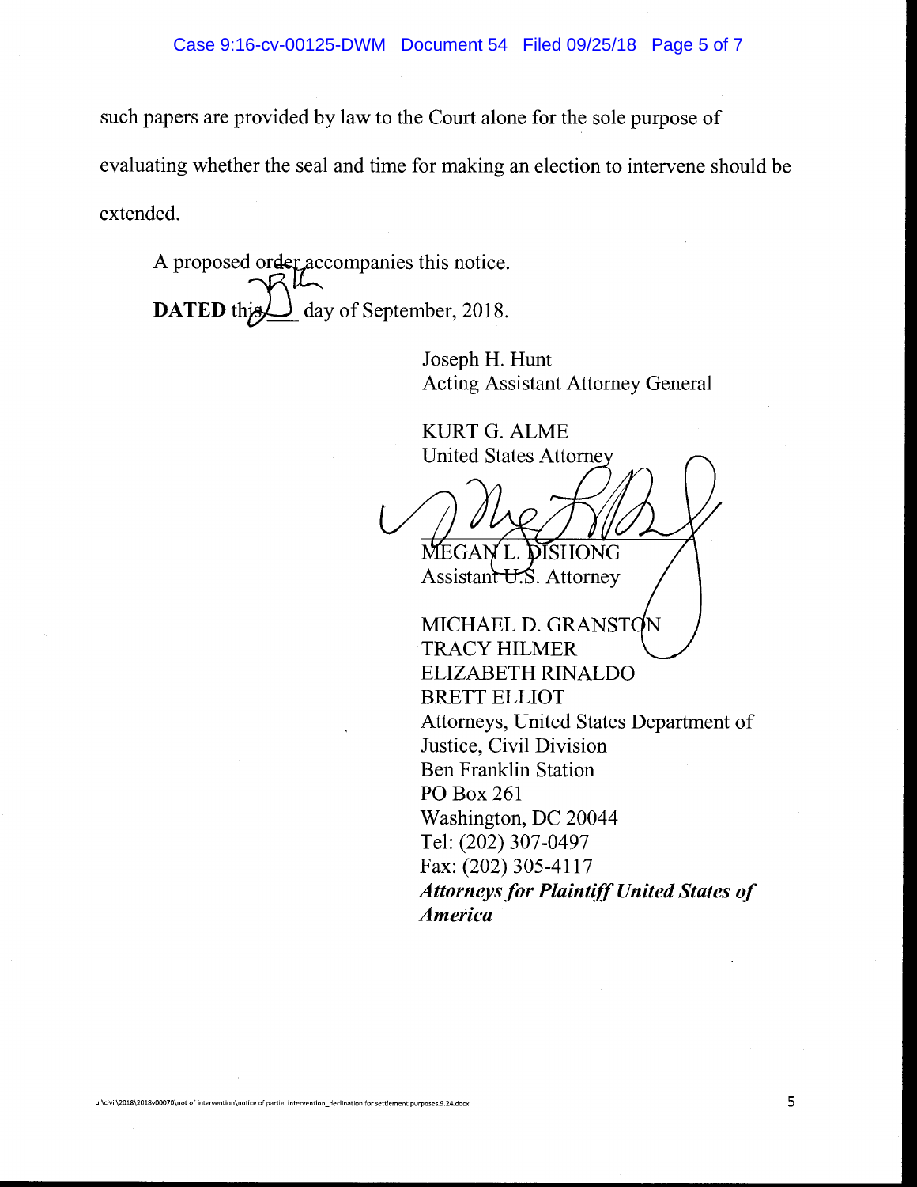such papers are provided by law to the Court alone for the sole purpose of evaluating whether the seal and time for making an election to intervene should be extended.

A proposed order accompanies this notice.

**DATED** this 25 day of September, 2018.

Joseph H. Hunt
Acting Assistant Attorney General

KURT G. ALME
United States Attorney

MEGAN L. DISHONG
Assistant U.S. Attorney

MICHAEL D. GRANSTON
TRACY HILMER
ELIZABETH RINALDO
BRETT ELLIOT
Attorneys, United States Department of Justice, Civil Division
Ben Franklin Station
PO Box 261
Washington, DC 20044
Tel: (202) 307-0497
Fax: (202) 305-4117
***Attorneys for Plaintiff United States of America***

u:\civil\2018\2018v00070\not of intervention\notice of partial intervention_declination for settlement purposes.9.24.docx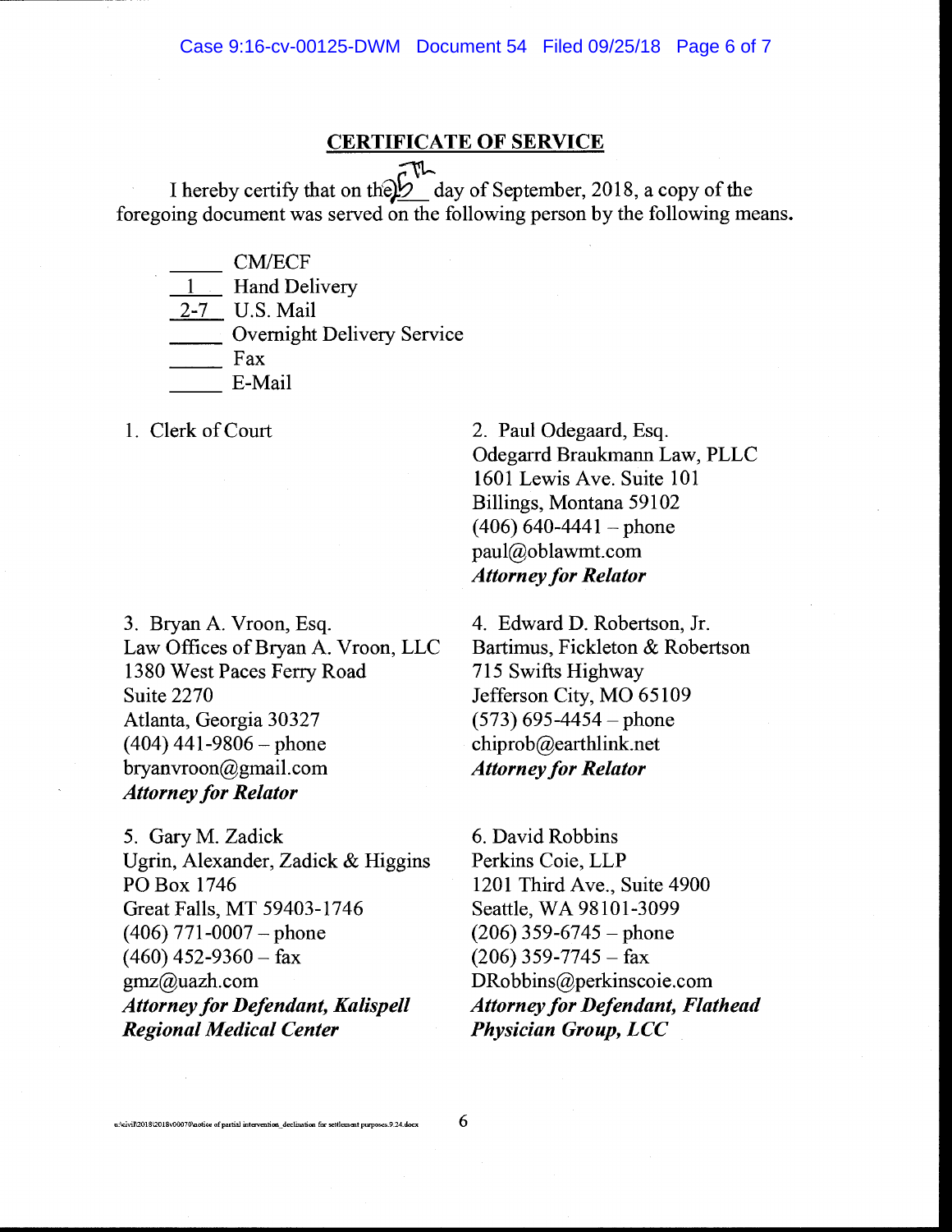## CERTIFICATE OF SERVICE

I hereby certify that on the 25th day of September, 2018, a copy of the foregoing document was served on the following person by the following means.

_____ CM/ECF
__1__ Hand Delivery
_2-7_ U.S. Mail
_____ Overnight Delivery Service
_____ Fax
_____ E-Mail

1. Clerk of Court

2. Paul Odegaard, Esq.
Odegarrd Braukmann Law, PLLC
1601 Lewis Ave. Suite 101
Billings, Montana 59102
(406) 640-4441 – phone
paul@oblawmt.com
***Attorney for Relator***

3. Bryan A. Vroon, Esq.
Law Offices of Bryan A. Vroon, LLC
1380 West Paces Ferry Road
Suite 2270
Atlanta, Georgia 30327
(404) 441-9806 – phone
bryanvroon@gmail.com
***Attorney for Relator***

4. Edward D. Robertson, Jr.
Bartimus, Fickleton & Robertson
715 Swifts Highway
Jefferson City, MO 65109
(573) 695-4454 – phone
chiprob@earthlink.net
***Attorney for Relator***

5. Gary M. Zadick
Ugrin, Alexander, Zadick & Higgins
PO Box 1746
Great Falls, MT 59403-1746
(406) 771-0007 – phone
(460) 452-9360 – fax
gmz@uazh.com
***Attorney for Defendant, Kalispell Regional Medical Center***

6. David Robbins
Perkins Coie, LLP
1201 Third Ave., Suite 4900
Seattle, WA 98101-3099
(206) 359-6745 – phone
(206) 359-7745 – fax
DRobbins@perkinscoie.com
***Attorney for Defendant, Flathead Physician Group, LCC***

u:\civil\2018\2018v00070\notice of partial intervention_declination for settlement purposes.9.24.docx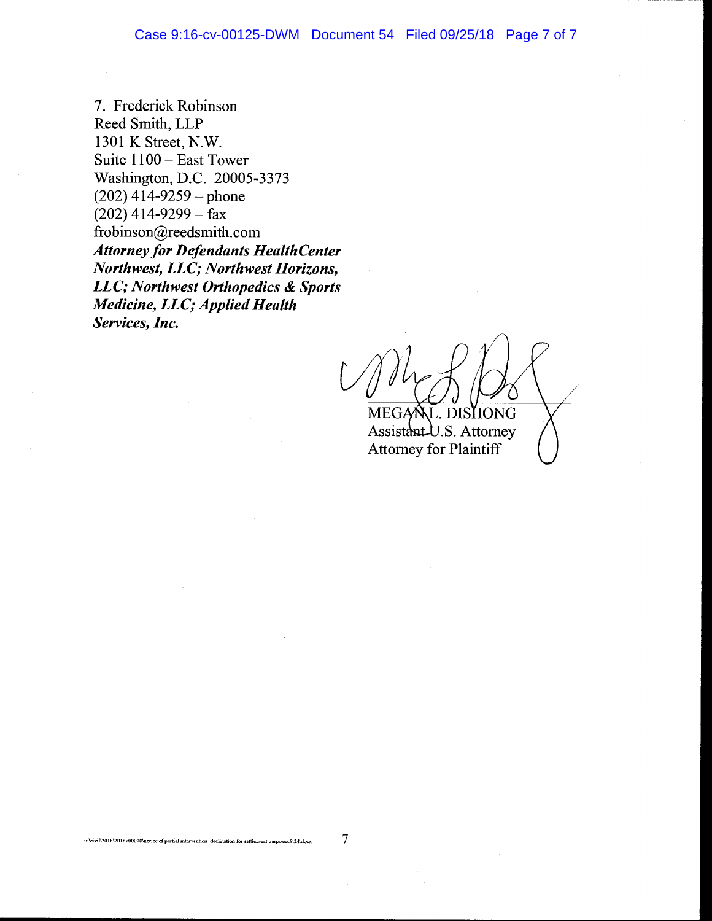7. Frederick Robinson
Reed Smith, LLP
1301 K Street, N.W.
Suite 1100 – East Tower
Washington, D.C. 20005-3373
(202) 414-9259 – phone
(202) 414-9299 – fax
frobinson@reedsmith.com
***Attorney for Defendants HealthCenter Northwest, LLC; Northwest Horizons, LLC; Northwest Orthopedics & Sports Medicine, LLC; Applied Health Services, Inc.***

MEGAN L. DISHONG
Assistant U.S. Attorney
Attorney for Plaintiff

u:\civil\2018\2018v00070\notice of partial intervention_declination for settlement purposes.9.24.docx